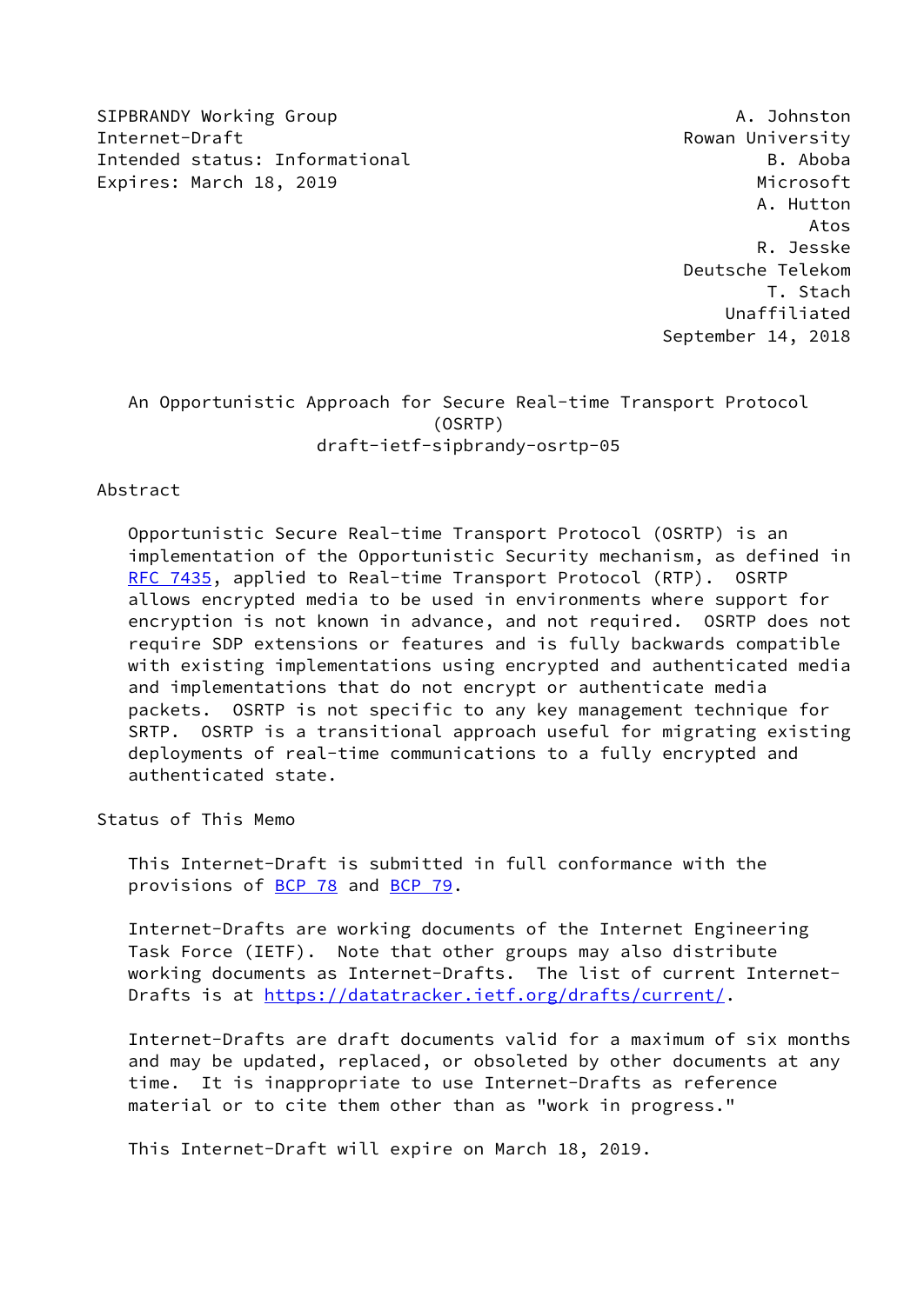SIPBRANDY Working Group A. Johnston
Internet-Draft Rowan University
Intended status: Informational B. Aboba
Expires: March 18, 2019 Microsoft
A. Hutton
Atos
R. Jesske
Deutsche Telekom
T. Stach
Unaffiliated
September 14, 2018

# An Opportunistic Approach for Secure Real-time Transport Protocol (OSRTP)
## draft-ietf-sipbrandy-osrtp-05

## Abstract

Opportunistic Secure Real-time Transport Protocol (OSRTP) is an implementation of the Opportunistic Security mechanism, as defined in RFC 7435, applied to Real-time Transport Protocol (RTP). OSRTP allows encrypted media to be used in environments where support for encryption is not known in advance, and not required. OSRTP does not require SDP extensions or features and is fully backwards compatible with existing implementations using encrypted and authenticated media and implementations that do not encrypt or authenticate media packets. OSRTP is not specific to any key management technique for SRTP. OSRTP is a transitional approach useful for migrating existing deployments of real-time communications to a fully encrypted and authenticated state.

## Status of This Memo

This Internet-Draft is submitted in full conformance with the provisions of BCP 78 and BCP 79.

Internet-Drafts are working documents of the Internet Engineering Task Force (IETF). Note that other groups may also distribute working documents as Internet-Drafts. The list of current Internet-Drafts is at https://datatracker.ietf.org/drafts/current/.

Internet-Drafts are draft documents valid for a maximum of six months and may be updated, replaced, or obsoleted by other documents at any time. It is inappropriate to use Internet-Drafts as reference material or to cite them other than as "work in progress."

This Internet-Draft will expire on March 18, 2019.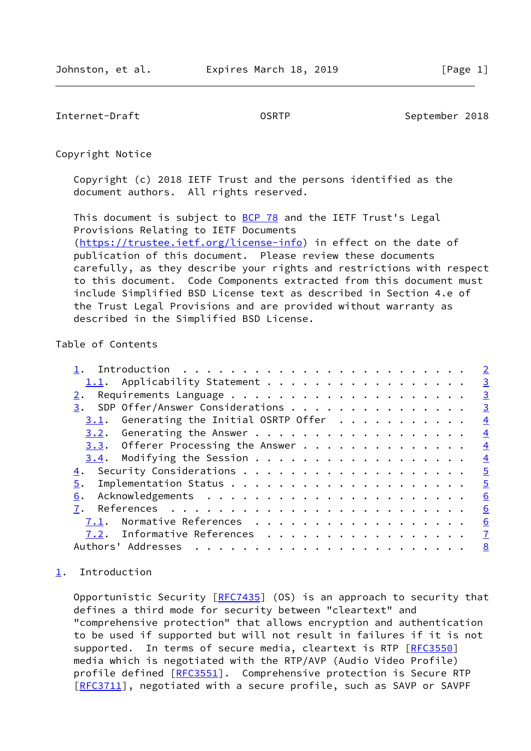## Copyright Notice

Copyright (c) 2018 IETF Trust and the persons identified as the document authors. All rights reserved.

This document is subject to BCP 78 and the IETF Trust's Legal Provisions Relating to IETF Documents (https://trustee.ietf.org/license-info) in effect on the date of publication of this document. Please review these documents carefully, as they describe your rights and restrictions with respect to this document. Code Components extracted from this document must include Simplified BSD License text as described in Section 4.e of the Trust Legal Provisions and are provided without warranty as described in the Simplified BSD License.

## Table of Contents

- 1. Introduction . . . . . . . . . . . . . . . . . . . . . . . . 2
  - 1.1. Applicability Statement . . . . . . . . . . . . . . . . . 3
- 2. Requirements Language . . . . . . . . . . . . . . . . . . . . 3
- 3. SDP Offer/Answer Considerations . . . . . . . . . . . . . . . 3
  - 3.1. Generating the Initial OSRTP Offer . . . . . . . . . . . 4
  - 3.2. Generating the Answer . . . . . . . . . . . . . . . . . . 4
  - 3.3. Offerer Processing the Answer . . . . . . . . . . . . . . 4
  - 3.4. Modifying the Session . . . . . . . . . . . . . . . . . . 4
- 4. Security Considerations . . . . . . . . . . . . . . . . . . . 5
- 5. Implementation Status . . . . . . . . . . . . . . . . . . . . 5
- 6. Acknowledgements . . . . . . . . . . . . . . . . . . . . . . 6
- 7. References . . . . . . . . . . . . . . . . . . . . . . . . . 6
  - 7.1. Normative References . . . . . . . . . . . . . . . . . . 6
  - 7.2. Informative References . . . . . . . . . . . . . . . . . 7
- Authors' Addresses . . . . . . . . . . . . . . . . . . . . . . . 8

## 1. Introduction

Opportunistic Security [RFC7435] (OS) is an approach to security that defines a third mode for security between "cleartext" and "comprehensive protection" that allows encryption and authentication to be used if supported but will not result in failures if it is not supported. In terms of secure media, cleartext is RTP [RFC3550] media which is negotiated with the RTP/AVP (Audio Video Profile) profile defined [RFC3551]. Comprehensive protection is Secure RTP [RFC3711], negotiated with a secure profile, such as SAVP or SAVPF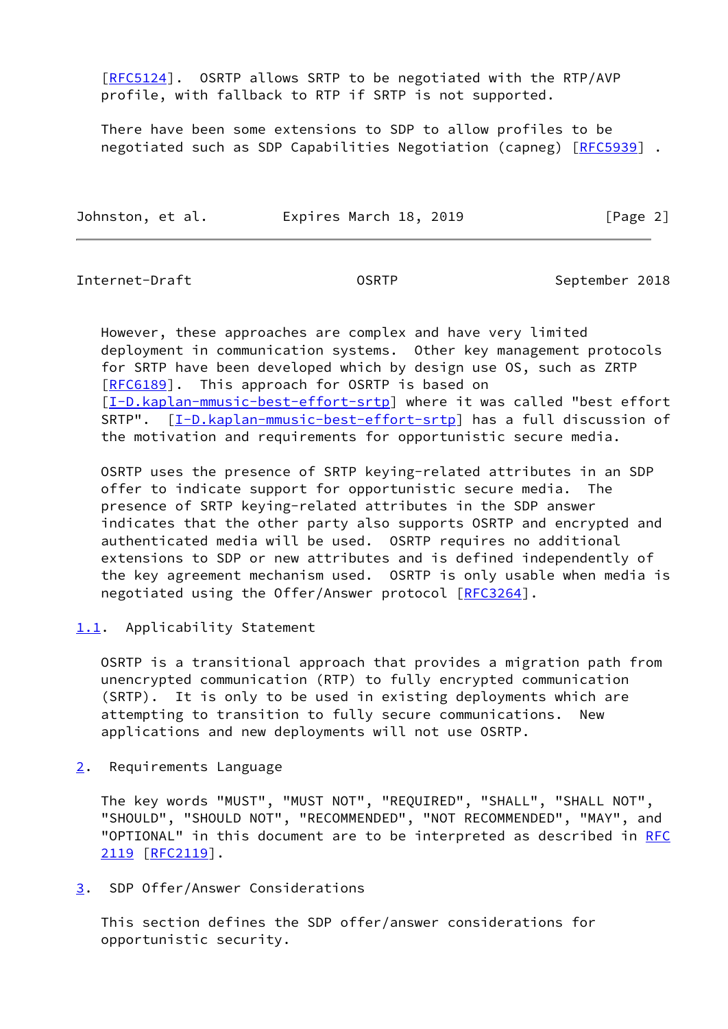[RFC5124]. OSRTP allows SRTP to be negotiated with the RTP/AVP profile, with fallback to RTP if SRTP is not supported.

There have been some extensions to SDP to allow profiles to be negotiated such as SDP Capabilities Negotiation (capneg) [RFC5939] .

However, these approaches are complex and have very limited deployment in communication systems. Other key management protocols for SRTP have been developed which by design use OS, such as ZRTP [RFC6189]. This approach for OSRTP is based on [I-D.kaplan-mmusic-best-effort-srtp] where it was called "best effort SRTP". [I-D.kaplan-mmusic-best-effort-srtp] has a full discussion of the motivation and requirements for opportunistic secure media.

OSRTP uses the presence of SRTP keying-related attributes in an SDP offer to indicate support for opportunistic secure media. The presence of SRTP keying-related attributes in the SDP answer indicates that the other party also supports OSRTP and encrypted and authenticated media will be used. OSRTP requires no additional extensions to SDP or new attributes and is defined independently of the key agreement mechanism used. OSRTP is only usable when media is negotiated using the Offer/Answer protocol [RFC3264].

### 1.1. Applicability Statement

OSRTP is a transitional approach that provides a migration path from unencrypted communication (RTP) to fully encrypted communication (SRTP). It is only to be used in existing deployments which are attempting to transition to fully secure communications. New applications and new deployments will not use OSRTP.

## 2. Requirements Language

The key words "MUST", "MUST NOT", "REQUIRED", "SHALL", "SHALL NOT", "SHOULD", "SHOULD NOT", "RECOMMENDED", "NOT RECOMMENDED", "MAY", and "OPTIONAL" in this document are to be interpreted as described in RFC 2119 [RFC2119].

## 3. SDP Offer/Answer Considerations

This section defines the SDP offer/answer considerations for opportunistic security.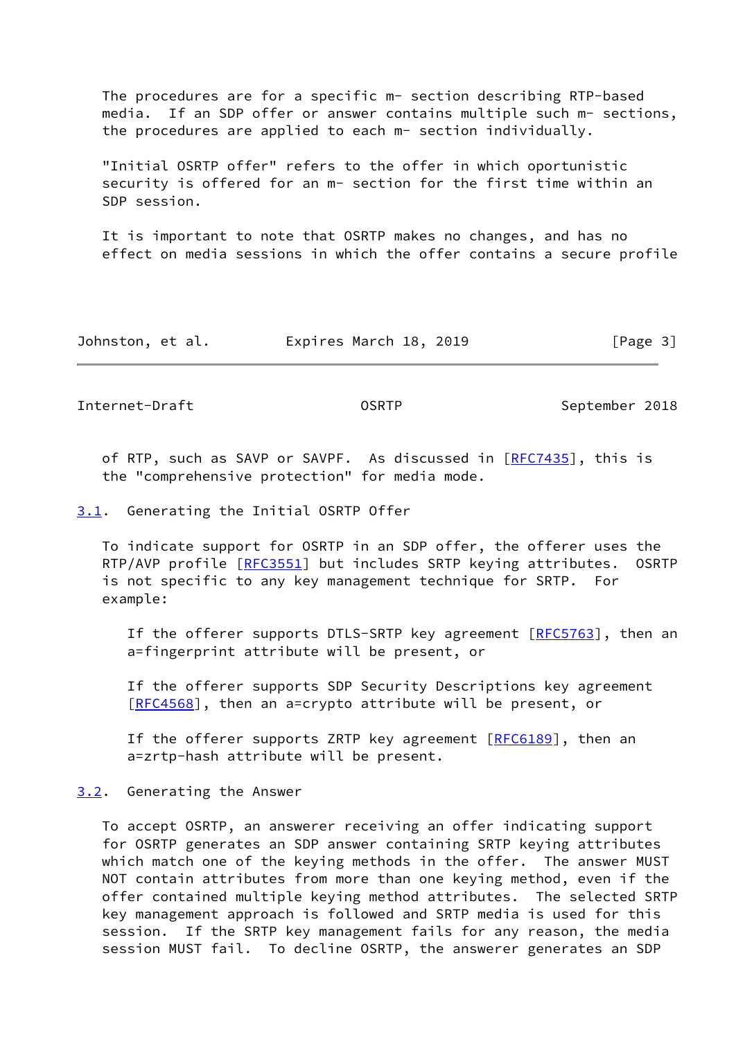The procedures are for a specific m- section describing RTP-based media. If an SDP offer or answer contains multiple such m- sections, the procedures are applied to each m- section individually.

"Initial OSRTP offer" refers to the offer in which oportunistic security is offered for an m- section for the first time within an SDP session.

It is important to note that OSRTP makes no changes, and has no effect on media sessions in which the offer contains a secure profile of RTP, such as SAVP or SAVPF. As discussed in [RFC7435], this is the "comprehensive protection" for media mode.

### 3.1. Generating the Initial OSRTP Offer

To indicate support for OSRTP in an SDP offer, the offerer uses the RTP/AVP profile [RFC3551] but includes SRTP keying attributes. OSRTP is not specific to any key management technique for SRTP. For example:

> If the offerer supports DTLS-SRTP key agreement [RFC5763], then an a=fingerprint attribute will be present, or
>
> If the offerer supports SDP Security Descriptions key agreement [RFC4568], then an a=crypto attribute will be present, or
>
> If the offerer supports ZRTP key agreement [RFC6189], then an a=zrtp-hash attribute will be present.

### 3.2. Generating the Answer

To accept OSRTP, an answerer receiving an offer indicating support for OSRTP generates an SDP answer containing SRTP keying attributes which match one of the keying methods in the offer. The answer MUST NOT contain attributes from more than one keying method, even if the offer contained multiple keying method attributes. The selected SRTP key management approach is followed and SRTP media is used for this session. If the SRTP key management fails for any reason, the media session MUST fail. To decline OSRTP, the answerer generates an SDP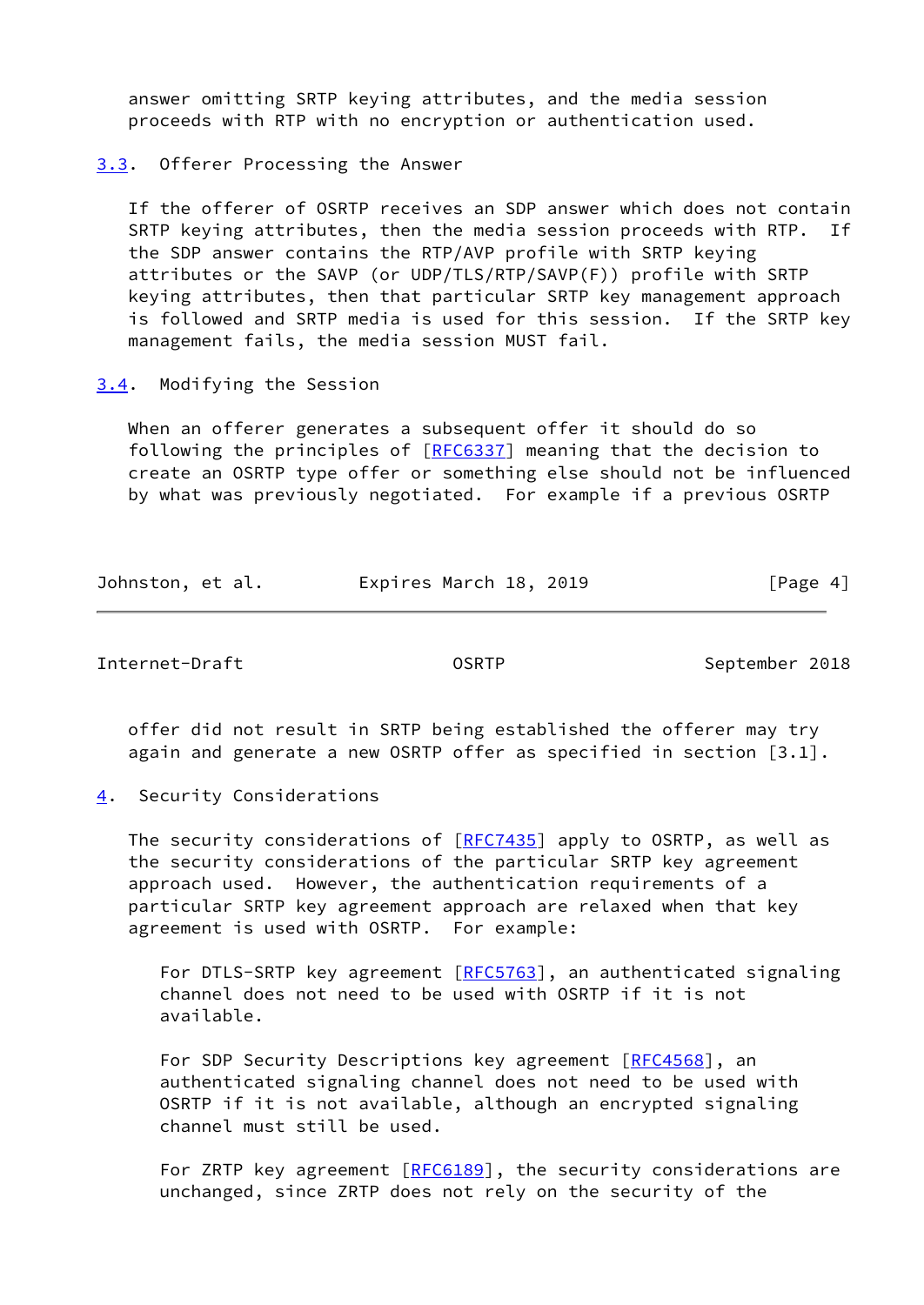answer omitting SRTP keying attributes, and the media session proceeds with RTP with no encryption or authentication used.

### 3.3. Offerer Processing the Answer

If the offerer of OSRTP receives an SDP answer which does not contain SRTP keying attributes, then the media session proceeds with RTP. If the SDP answer contains the RTP/AVP profile with SRTP keying attributes or the SAVP (or UDP/TLS/RTP/SAVP(F)) profile with SRTP keying attributes, then that particular SRTP key management approach is followed and SRTP media is used for this session. If the SRTP key management fails, the media session MUST fail.

### 3.4. Modifying the Session

When an offerer generates a subsequent offer it should do so following the principles of [RFC6337] meaning that the decision to create an OSRTP type offer or something else should not be influenced by what was previously negotiated. For example if a previous OSRTP offer did not result in SRTP being established the offerer may try again and generate a new OSRTP offer as specified in section [3.1].

## 4. Security Considerations

The security considerations of [RFC7435] apply to OSRTP, as well as the security considerations of the particular SRTP key agreement approach used. However, the authentication requirements of a particular SRTP key agreement approach are relaxed when that key agreement is used with OSRTP. For example:

For DTLS-SRTP key agreement [RFC5763], an authenticated signaling channel does not need to be used with OSRTP if it is not available.

For SDP Security Descriptions key agreement [RFC4568], an authenticated signaling channel does not need to be used with OSRTP if it is not available, although an encrypted signaling channel must still be used.

For ZRTP key agreement [RFC6189], the security considerations are unchanged, since ZRTP does not rely on the security of the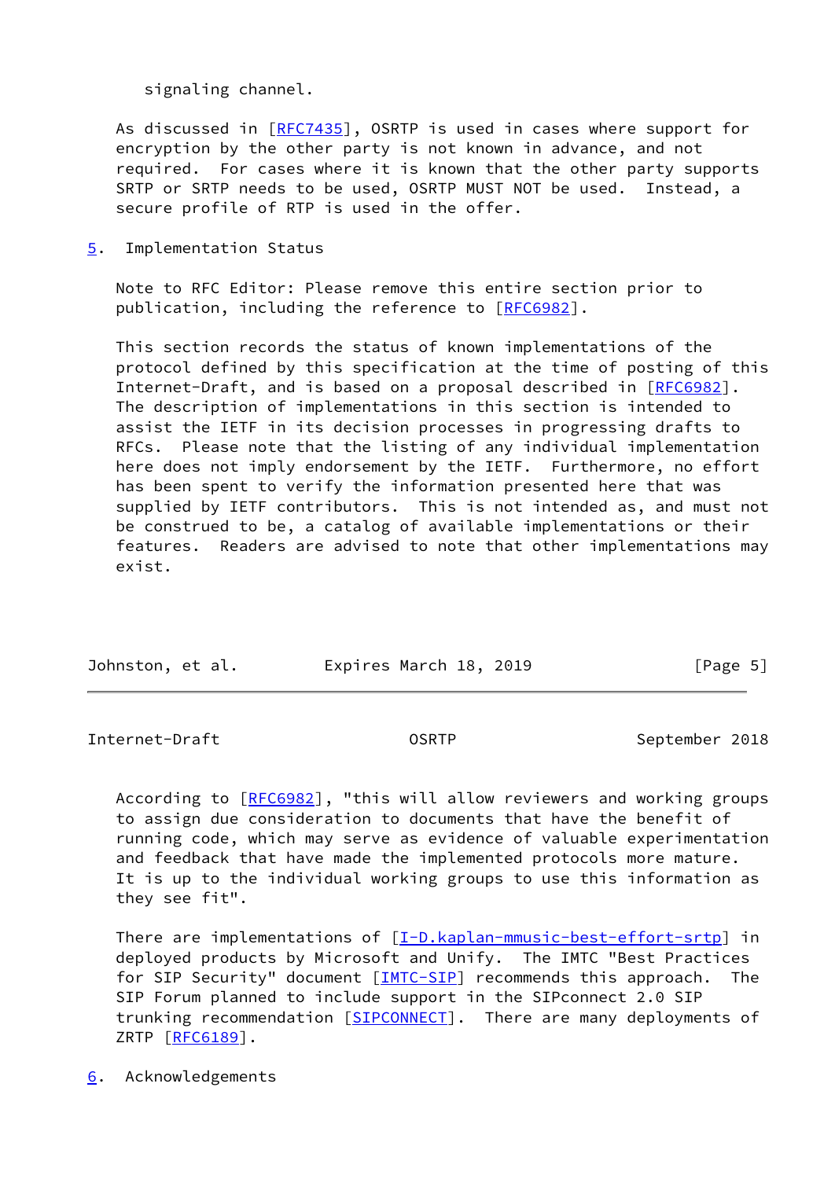signaling channel.

As discussed in [RFC7435], OSRTP is used in cases where support for encryption by the other party is not known in advance, and not required. For cases where it is known that the other party supports SRTP or SRTP needs to be used, OSRTP MUST NOT be used. Instead, a secure profile of RTP is used in the offer.

## 5. Implementation Status

Note to RFC Editor: Please remove this entire section prior to publication, including the reference to [RFC6982].

This section records the status of known implementations of the protocol defined by this specification at the time of posting of this Internet-Draft, and is based on a proposal described in [RFC6982]. The description of implementations in this section is intended to assist the IETF in its decision processes in progressing drafts to RFCs. Please note that the listing of any individual implementation here does not imply endorsement by the IETF. Furthermore, no effort has been spent to verify the information presented here that was supplied by IETF contributors. This is not intended as, and must not be construed to be, a catalog of available implementations or their features. Readers are advised to note that other implementations may exist.

According to [RFC6982], "this will allow reviewers and working groups to assign due consideration to documents that have the benefit of running code, which may serve as evidence of valuable experimentation and feedback that have made the implemented protocols more mature. It is up to the individual working groups to use this information as they see fit".

There are implementations of [I-D.kaplan-mmusic-best-effort-srtp] in deployed products by Microsoft and Unify. The IMTC "Best Practices for SIP Security" document [IMTC-SIP] recommends this approach. The SIP Forum planned to include support in the SIPconnect 2.0 SIP trunking recommendation [SIPCONNECT]. There are many deployments of ZRTP [RFC6189].

## 6. Acknowledgements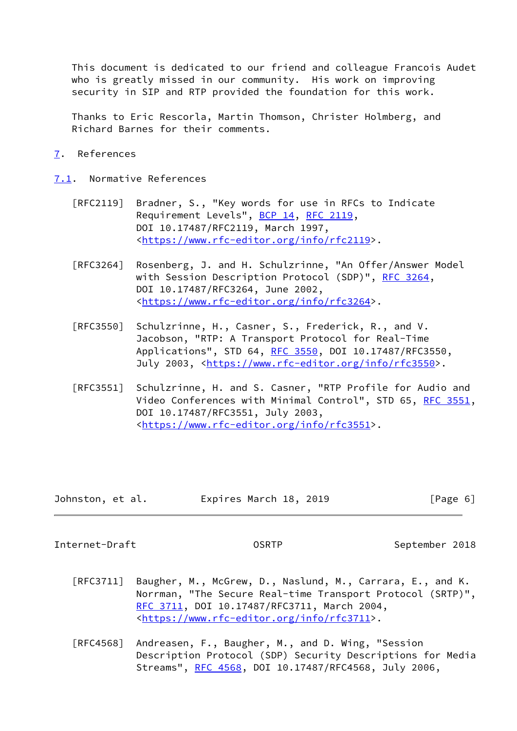This document is dedicated to our friend and colleague Francois Audet who is greatly missed in our community. His work on improving security in SIP and RTP provided the foundation for this work.

Thanks to Eric Rescorla, Martin Thomson, Christer Holmberg, and Richard Barnes for their comments.

## 7. References

### 7.1. Normative References

[RFC2119] Bradner, S., "Key words for use in RFCs to Indicate Requirement Levels", BCP 14, RFC 2119, DOI 10.17487/RFC2119, March 1997, <https://www.rfc-editor.org/info/rfc2119>.

[RFC3264] Rosenberg, J. and H. Schulzrinne, "An Offer/Answer Model with Session Description Protocol (SDP)", RFC 3264, DOI 10.17487/RFC3264, June 2002, <https://www.rfc-editor.org/info/rfc3264>.

[RFC3550] Schulzrinne, H., Casner, S., Frederick, R., and V. Jacobson, "RTP: A Transport Protocol for Real-Time Applications", STD 64, RFC 3550, DOI 10.17487/RFC3550, July 2003, <https://www.rfc-editor.org/info/rfc3550>.

[RFC3551] Schulzrinne, H. and S. Casner, "RTP Profile for Audio and Video Conferences with Minimal Control", STD 65, RFC 3551, DOI 10.17487/RFC3551, July 2003, <https://www.rfc-editor.org/info/rfc3551>.

[RFC3711] Baugher, M., McGrew, D., Naslund, M., Carrara, E., and K. Norrman, "The Secure Real-time Transport Protocol (SRTP)", RFC 3711, DOI 10.17487/RFC3711, March 2004, <https://www.rfc-editor.org/info/rfc3711>.

[RFC4568] Andreasen, F., Baugher, M., and D. Wing, "Session Description Protocol (SDP) Security Descriptions for Media Streams", RFC 4568, DOI 10.17487/RFC4568, July 2006,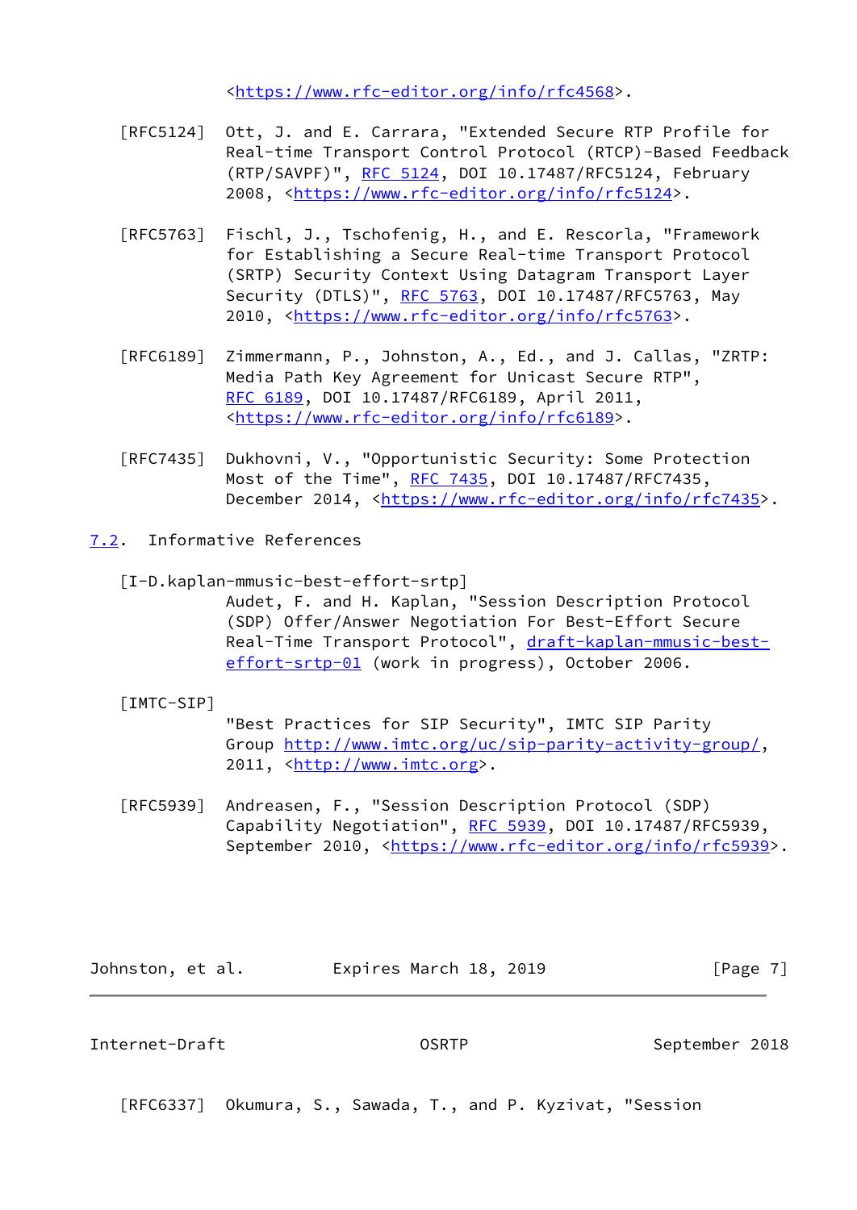<https://www.rfc-editor.org/info/rfc4568>.

[RFC5124] Ott, J. and E. Carrara, "Extended Secure RTP Profile for Real-time Transport Control Protocol (RTCP)-Based Feedback (RTP/SAVPF)", RFC 5124, DOI 10.17487/RFC5124, February 2008, <https://www.rfc-editor.org/info/rfc5124>.

[RFC5763] Fischl, J., Tschofenig, H., and E. Rescorla, "Framework for Establishing a Secure Real-time Transport Protocol (SRTP) Security Context Using Datagram Transport Layer Security (DTLS)", RFC 5763, DOI 10.17487/RFC5763, May 2010, <https://www.rfc-editor.org/info/rfc5763>.

[RFC6189] Zimmermann, P., Johnston, A., Ed., and J. Callas, "ZRTP: Media Path Key Agreement for Unicast Secure RTP", RFC 6189, DOI 10.17487/RFC6189, April 2011, <https://www.rfc-editor.org/info/rfc6189>.

[RFC7435] Dukhovni, V., "Opportunistic Security: Some Protection Most of the Time", RFC 7435, DOI 10.17487/RFC7435, December 2014, <https://www.rfc-editor.org/info/rfc7435>.

## 7.2. Informative References

[I-D.kaplan-mmusic-best-effort-srtp]
Audet, F. and H. Kaplan, "Session Description Protocol (SDP) Offer/Answer Negotiation For Best-Effort Secure Real-Time Transport Protocol", draft-kaplan-mmusic-best-effort-srtp-01 (work in progress), October 2006.

[IMTC-SIP]
"Best Practices for SIP Security", IMTC SIP Parity Group http://www.imtc.org/uc/sip-parity-activity-group/, 2011, <http://www.imtc.org>.

[RFC5939] Andreasen, F., "Session Description Protocol (SDP) Capability Negotiation", RFC 5939, DOI 10.17487/RFC5939, September 2010, <https://www.rfc-editor.org/info/rfc5939>.

[RFC6337] Okumura, S., Sawada, T., and P. Kyzivat, "Session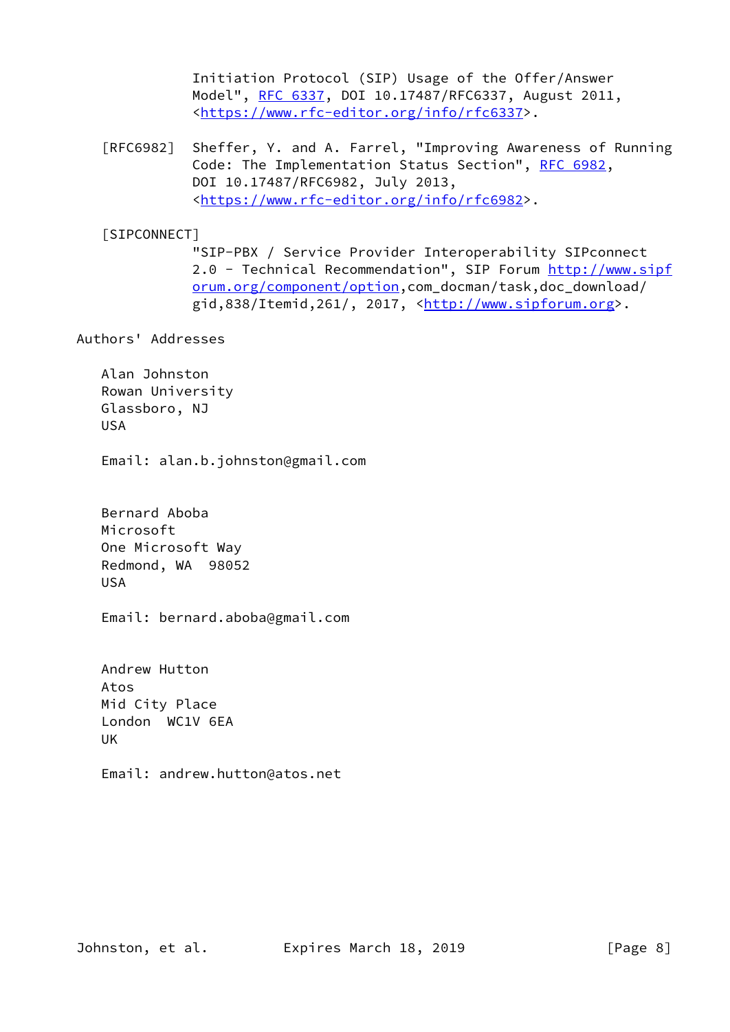Initiation Protocol (SIP) Usage of the Offer/Answer Model", RFC 6337, DOI 10.17487/RFC6337, August 2011, <https://www.rfc-editor.org/info/rfc6337>.

[RFC6982] Sheffer, Y. and A. Farrel, "Improving Awareness of Running Code: The Implementation Status Section", RFC 6982, DOI 10.17487/RFC6982, July 2013, <https://www.rfc-editor.org/info/rfc6982>.

[SIPCONNECT] "SIP-PBX / Service Provider Interoperability SIPconnect 2.0 - Technical Recommendation", SIP Forum http://www.sipforum.org/component/option,com_docman/task,doc_download/gid,838/Itemid,261/, 2017, <http://www.sipforum.org>.

## Authors' Addresses

Alan Johnston
Rowan University
Glassboro, NJ
USA

Email: alan.b.johnston@gmail.com

Bernard Aboba
Microsoft
One Microsoft Way
Redmond, WA 98052
USA

Email: bernard.aboba@gmail.com

Andrew Hutton
Atos
Mid City Place
London WC1V 6EA
UK

Email: andrew.hutton@atos.net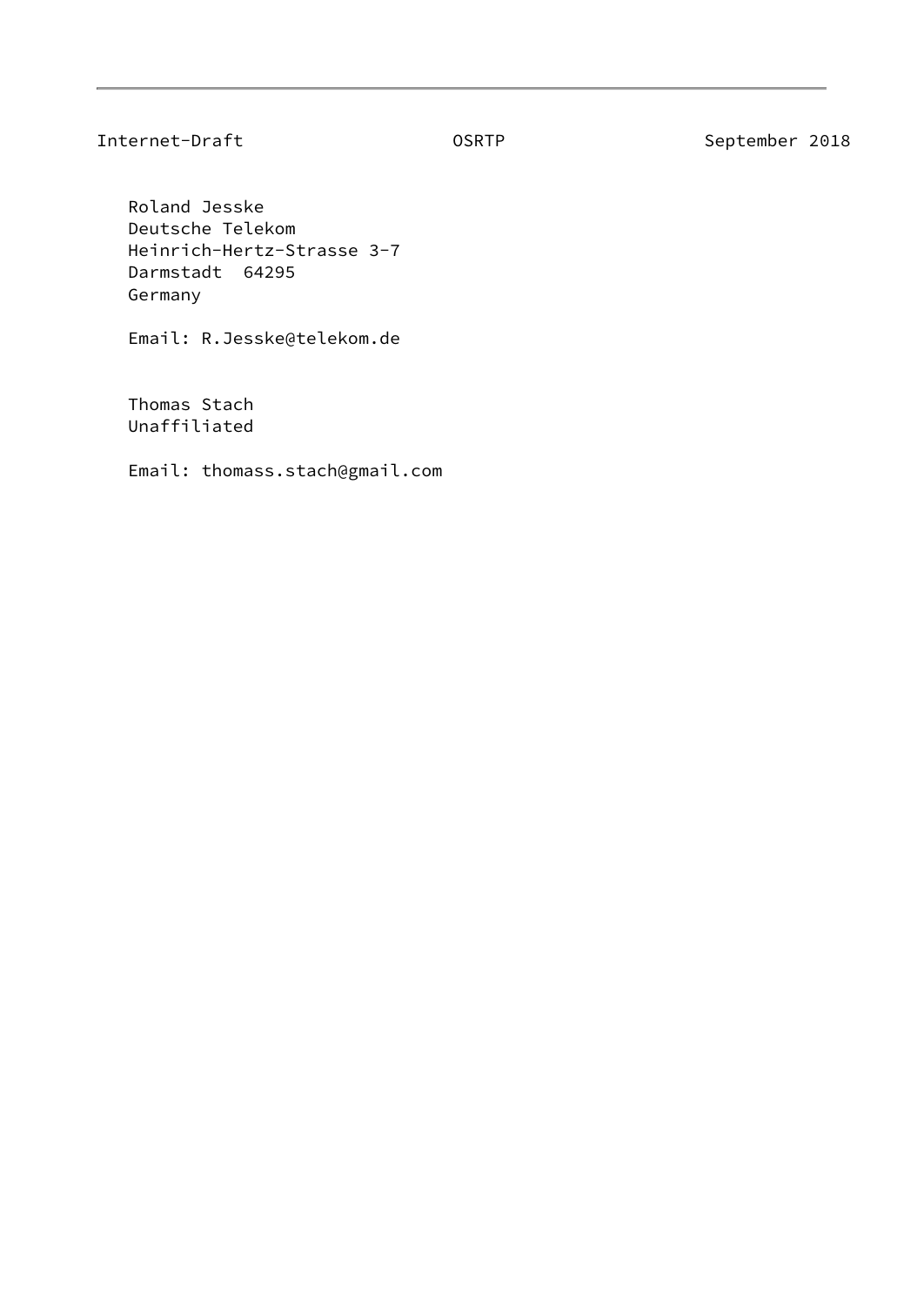Roland Jesske
Deutsche Telekom
Heinrich-Hertz-Strasse 3-7
Darmstadt  64295
Germany

Email: R.Jesske@telekom.de

Thomas Stach
Unaffiliated

Email: thomass.stach@gmail.com